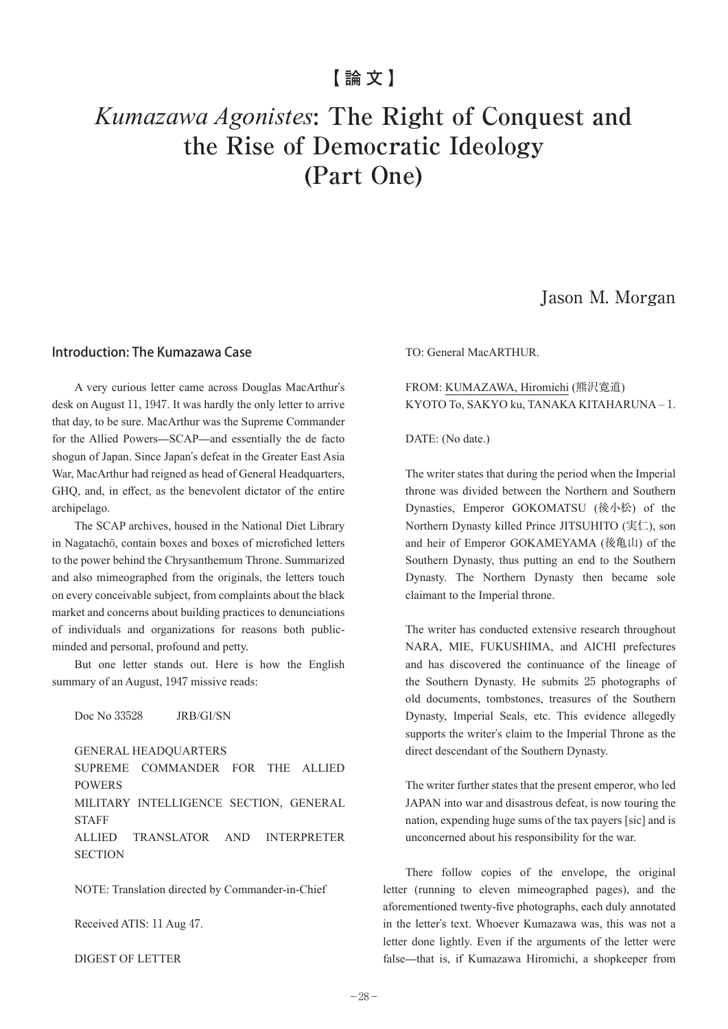【論文】

# *Kumazawa Agonistes*: The Right of Conquest and the Rise of Democratic Ideology (Part One)

Jason M. Morgan

## Introduction: The Kumazawa Case

A very curious letter came across Douglas MacArthur's desk on August 11, 1947. It was hardly the only letter to arrive that day, to be sure. MacArthur was the Supreme Commander for the Allied Powers—SCAP—and essentially the de facto shogun of Japan. Since Japan's defeat in the Greater East Asia War, MacArthur had reigned as head of General Headquarters, GHQ, and, in effect, as the benevolent dictator of the entire archipelago.

The SCAP archives, housed in the National Diet Library in Nagatachō, contain boxes and boxes of microfiched letters to the power behind the Chrysanthemum Throne. Summarized and also mimeographed from the originals, the letters touch on every conceivable subject, from complaints about the black market and concerns about building practices to denunciations of individuals and organizations for reasons both public-minded and personal, profound and petty.

But one letter stands out. Here is how the English summary of an August, 1947 missive reads:

> Doc No 33528 JRB/GI/SN
>
> GENERAL HEADQUARTERS
> SUPREME COMMANDER FOR THE ALLIED POWERS
> MILITARY INTELLIGENCE SECTION, GENERAL STAFF
> ALLIED TRANSLATOR AND INTERPRETER SECTION
>
> NOTE: Translation directed by Commander-in-Chief
>
> Received ATIS: 11 Aug 47.
>
> DIGEST OF LETTER
>
> TO: General MacARTHUR.
>
> FROM: KUMAZAWA, Hiromichi (熊沢寛道)
> KYOTO To, SAKYO ku, TANAKA KITAHARUNA – 1.
>
> DATE: (No date.)
>
> The writer states that during the period when the Imperial throne was divided between the Northern and Southern Dynasties, Emperor GOKOMATSU (後小松) of the Northern Dynasty killed Prince JITSUHITO (実仁), son and heir of Emperor GOKAMEYAMA (後亀山) of the Southern Dynasty, thus putting an end to the Southern Dynasty. The Northern Dynasty then became sole claimant to the Imperial throne.
>
> The writer has conducted extensive research throughout NARA, MIE, FUKUSHIMA, and AICHI prefectures and has discovered the continuance of the lineage of the Southern Dynasty. He submits 25 photographs of old documents, tombstones, treasures of the Southern Dynasty, Imperial Seals, etc. This evidence allegedly supports the writer's claim to the Imperial Throne as the direct descendant of the Southern Dynasty.
>
> The writer further states that the present emperor, who led JAPAN into war and disastrous defeat, is now touring the nation, expending huge sums of the tax payers [sic] and is unconcerned about his responsibility for the war.

There follow copies of the envelope, the original letter (running to eleven mimeographed pages), and the aforementioned twenty-five photographs, each duly annotated in the letter's text. Whoever Kumazawa was, this was not a letter done lightly. Even if the arguments of the letter were false—that is, if Kumazawa Hiromichi, a shopkeeper from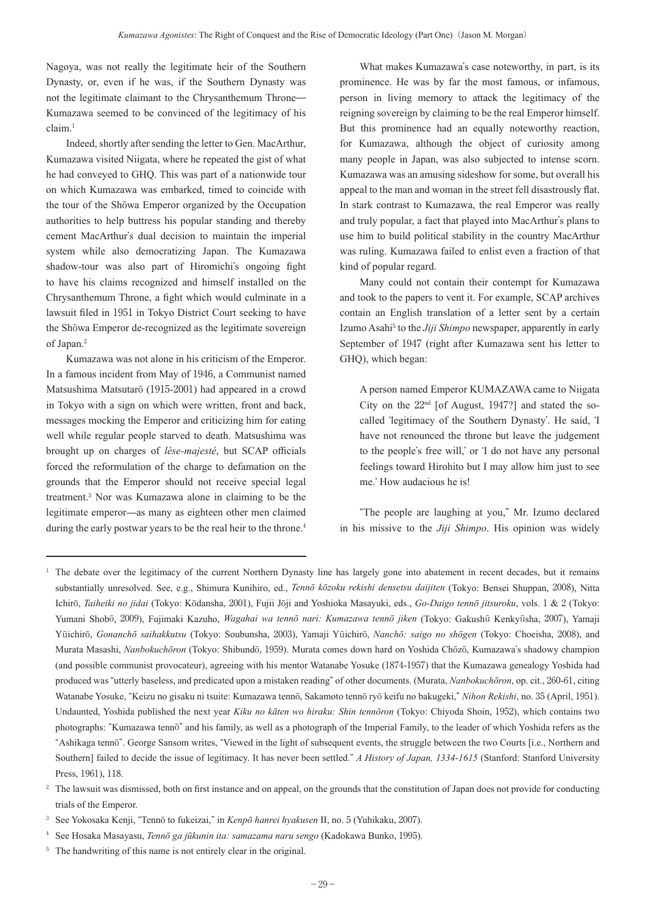Nagoya, was not really the legitimate heir of the Southern Dynasty, or, even if he was, if the Southern Dynasty was not the legitimate claimant to the Chrysanthemum Throne—Kumazawa seemed to be convinced of the legitimacy of his claim.[1]

Indeed, shortly after sending the letter to Gen. MacArthur, Kumazawa visited Niigata, where he repeated the gist of what he had conveyed to GHQ. This was part of a nationwide tour on which Kumazawa was embarked, timed to coincide with the tour of the Shōwa Emperor organized by the Occupation authorities to help buttress his popular standing and thereby cement MacArthur's dual decision to maintain the imperial system while also democratizing Japan. The Kumazawa shadow-tour was also part of Hiromichi's ongoing fight to have his claims recognized and himself installed on the Chrysanthemum Throne, a fight which would culminate in a lawsuit filed in 1951 in Tokyo District Court seeking to have the Shōwa Emperor de-recognized as the legitimate sovereign of Japan.[2]

Kumazawa was not alone in his criticism of the Emperor. In a famous incident from May of 1946, a Communist named Matsushima Matsutarō (1915-2001) had appeared in a crowd in Tokyo with a sign on which were written, front and back, messages mocking the Emperor and criticizing him for eating well while regular people starved to death. Matsushima was brought up on charges of *lèse-majesté*, but SCAP officials forced the reformulation of the charge to defamation on the grounds that the Emperor should not receive special legal treatment.[3] Nor was Kumazawa alone in claiming to be the legitimate emperor—as many as eighteen other men claimed during the early postwar years to be the real heir to the throne.[4]

What makes Kumazawa's case noteworthy, in part, is its prominence. He was by far the most famous, or infamous, person in living memory to attack the legitimacy of the reigning sovereign by claiming to be the real Emperor himself. But this prominence had an equally noteworthy reaction, for Kumazawa, although the object of curiosity among many people in Japan, was also subjected to intense scorn. Kumazawa was an amusing sideshow for some, but overall his appeal to the man and woman in the street fell disastrously flat. In stark contrast to Kumazawa, the real Emperor was really and truly popular, a fact that played into MacArthur's plans to use him to build political stability in the country MacArthur was ruling. Kumazawa failed to enlist even a fraction of that kind of popular regard.

Many could not contain their contempt for Kumazawa and took to the papers to vent it. For example, SCAP archives contain an English translation of a letter sent by a certain Izumo Asahi[5] to the *Jiji Shimpo* newspaper, apparently in early September of 1947 (right after Kumazawa sent his letter to GHQ), which began:

> A person named Emperor KUMAZAWA came to Niigata City on the 22nd [of August, 1947?] and stated the so-called 'legitimacy of the Southern Dynasty'. He said, 'I have not renounced the throne but leave the judgement to the people's free will,' or 'I do not have any personal feelings toward Hirohito but I may allow him just to see me.' How audacious he is!

"The people are laughing at you," Mr. Izumo declared in his missive to the *Jiji Shimpo*. His opinion was widely

---

[1] The debate over the legitimacy of the current Northern Dynasty line has largely gone into abatement in recent decades, but it remains substantially unresolved. See, e.g., Shimura Kunihiro, ed., *Tennō kōzoku rekishi densetsu daijiten* (Tokyo: Bensei Shuppan, 2008), Nitta Ichirō, *Taiheiki no jidai* (Tokyo: Kōdansha, 2001), Fujii Jōji and Yoshioka Masayuki, eds., *Go-Daigo tennō jitsuroku*, vols. 1 & 2 (Tokyo: Yumani Shobō, 2009), Fujimaki Kazuho, *Wagahai wa tennō nari: Kumazawa tennō jiken* (Tokyo: Gakushū Kenkyūsha, 2007), Yamaji Yūichirō, *Gonanchō saihakkutsu* (Tokyo: Soubunsha, 2003), Yamaji Yūichirō, *Nanchō: saigo no shōgen* (Tokyo: Choeisha, 2008), and Murata Masashi, *Nanbokuchōron* (Tokyo: Shibundō, 1959). Murata comes down hard on Yoshida Chōzō, Kumazawa's shadowy champion (and possible communist provocateur), agreeing with his mentor Watanabe Yosuke (1874-1957) that the Kumazawa genealogy Yoshida had produced was "utterly baseless, and predicated upon a mistaken reading" of other documents. (Murata, *Nanbokuchōron*, op. cit., 260-61, citing Watanabe Yosuke, "Keizu no gisaku ni tsuite: Kumazawa tennō, Sakamoto tennō ryō keifu no bakugeki," *Nihon Rekishi*, no. 35 (April, 1951). Undaunted, Yoshida published the next year *Kiku no kāten wo hiraku: Shin tennōron* (Tokyo: Chiyoda Shoin, 1952), which contains two photographs: "Kumazawa tennō" and his family, as well as a photograph of the Imperial Family, to the leader of which Yoshida refers as the "Ashikaga tennō". George Sansom writes, "Viewed in the light of subsequent events, the struggle between the two Courts [i.e., Northern and Southern] failed to decide the issue of legitimacy. It has never been settled." *A History of Japan, 1334-1615* (Stanford: Stanford University Press, 1961), 118.

[2] The lawsuit was dismissed, both on first instance and on appeal, on the grounds that the constitution of Japan does not provide for conducting trials of the Emperor.

[3] See Yokosaka Kenji, "Tennō to fukeizai," in *Kenpō hanrei hyakusen* II, no. 5 (Yuhikaku, 2007).

[4] See Hosaka Masayasu, *Tennō ga jūkunin ita: samazama naru sengo* (Kadokawa Bunko, 1995).

[5] The handwriting of this name is not entirely clear in the original.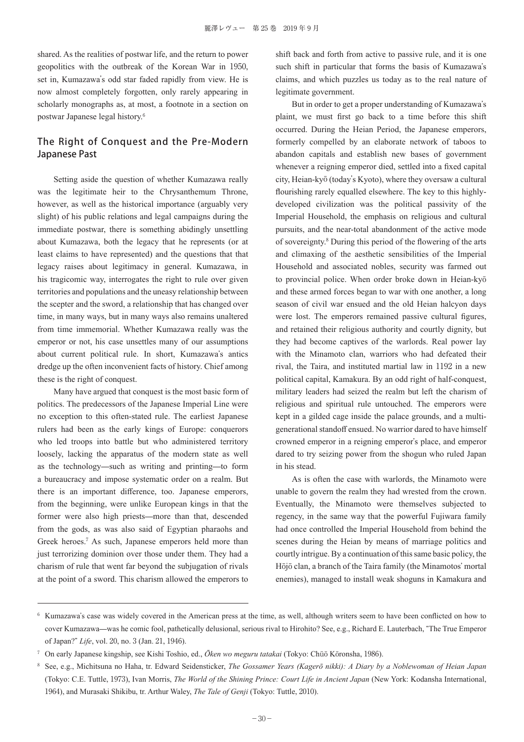shared. As the realities of postwar life, and the return to power geopolitics with the outbreak of the Korean War in 1950, set in, Kumazawa's odd star faded rapidly from view. He is now almost completely forgotten, only rarely appearing in scholarly monographs as, at most, a footnote in a section on postwar Japanese legal history.[6]

## The Right of Conquest and the Pre-Modern Japanese Past

Setting aside the question of whether Kumazawa really was the legitimate heir to the Chrysanthemum Throne, however, as well as the historical importance (arguably very slight) of his public relations and legal campaigns during the immediate postwar, there is something abidingly unsettling about Kumazawa, both the legacy that he represents (or at least claims to have represented) and the questions that that legacy raises about legitimacy in general. Kumazawa, in his tragicomic way, interrogates the right to rule over given territories and populations and the uneasy relationship between the scepter and the sword, a relationship that has changed over time, in many ways, but in many ways also remains unaltered from time immemorial. Whether Kumazawa really was the emperor or not, his case unsettles many of our assumptions about current political rule. In short, Kumazawa's antics dredge up the often inconvenient facts of history. Chief among these is the right of conquest.

Many have argued that conquest is the most basic form of politics. The predecessors of the Japanese Imperial Line were no exception to this often-stated rule. The earliest Japanese rulers had been as the early kings of Europe: conquerors who led troops into battle but who administered territory loosely, lacking the apparatus of the modern state as well as the technology—such as writing and printing—to form a bureaucracy and impose systematic order on a realm. But there is an important difference, too. Japanese emperors, from the beginning, were unlike European kings in that the former were also high priests—more than that, descended from the gods, as was also said of Egyptian pharaohs and Greek heroes.[7] As such, Japanese emperors held more than just terrorizing dominion over those under them. They had a charism of rule that went far beyond the subjugation of rivals at the point of a sword. This charism allowed the emperors to shift back and forth from active to passive rule, and it is one such shift in particular that forms the basis of Kumazawa's claims, and which puzzles us today as to the real nature of legitimate government.

But in order to get a proper understanding of Kumazawa's plaint, we must first go back to a time before this shift occurred. During the Heian Period, the Japanese emperors, formerly compelled by an elaborate network of taboos to abandon capitals and establish new bases of government whenever a reigning emperor died, settled into a fixed capital city, Heian-kyō (today's Kyoto), where they oversaw a cultural flourishing rarely equalled elsewhere. The key to this highly-developed civilization was the political passivity of the Imperial Household, the emphasis on religious and cultural pursuits, and the near-total abandonment of the active mode of sovereignty.[8] During this period of the flowering of the arts and climaxing of the aesthetic sensibilities of the Imperial Household and associated nobles, security was farmed out to provincial police. When order broke down in Heian-kyō and these armed forces began to war with one another, a long season of civil war ensued and the old Heian halcyon days were lost. The emperors remained passive cultural figures, and retained their religious authority and courtly dignity, but they had become captives of the warlords. Real power lay with the Minamoto clan, warriors who had defeated their rival, the Taira, and instituted martial law in 1192 in a new political capital, Kamakura. By an odd right of half-conquest, military leaders had seized the realm but left the charism of religious and spiritual rule untouched. The emperors were kept in a gilded cage inside the palace grounds, and a multi-generational standoff ensued. No warrior dared to have himself crowned emperor in a reigning emperor's place, and emperor dared to try seizing power from the shogun who ruled Japan in his stead.

As is often the case with warlords, the Minamoto were unable to govern the realm they had wrested from the crown. Eventually, the Minamoto were themselves subjected to regency, in the same way that the powerful Fujiwara family had once controlled the Imperial Household from behind the scenes during the Heian by means of marriage politics and courtly intrigue. By a continuation of this same basic policy, the Hōjō clan, a branch of the Taira family (the Minamotos' mortal enemies), managed to install weak shoguns in Kamakura and

---

[6] Kumazawa's case was widely covered in the American press at the time, as well, although writers seem to have been conflicted on how to cover Kumazawa—was he comic fool, pathetically delusional, serious rival to Hirohito? See, e.g., Richard E. Lauterbach, "The True Emperor of Japan?" *Life*, vol. 20, no. 3 (Jan. 21, 1946).

[7] On early Japanese kingship, see Kishi Toshio, ed., *Ōken wo meguru tatakai* (Tokyo: Chūō Kōronsha, 1986).

[8] See, e.g., Michitsuna no Haha, tr. Edward Seidensticker, *The Gossamer Years (Kagerō nikki): A Diary by a Noblewoman of Heian Japan* (Tokyo: C.E. Tuttle, 1973), Ivan Morris, *The World of the Shining Prince: Court Life in Ancient Japan* (New York: Kodansha International, 1964), and Murasaki Shikibu, tr. Arthur Waley, *The Tale of Genji* (Tokyo: Tuttle, 2010).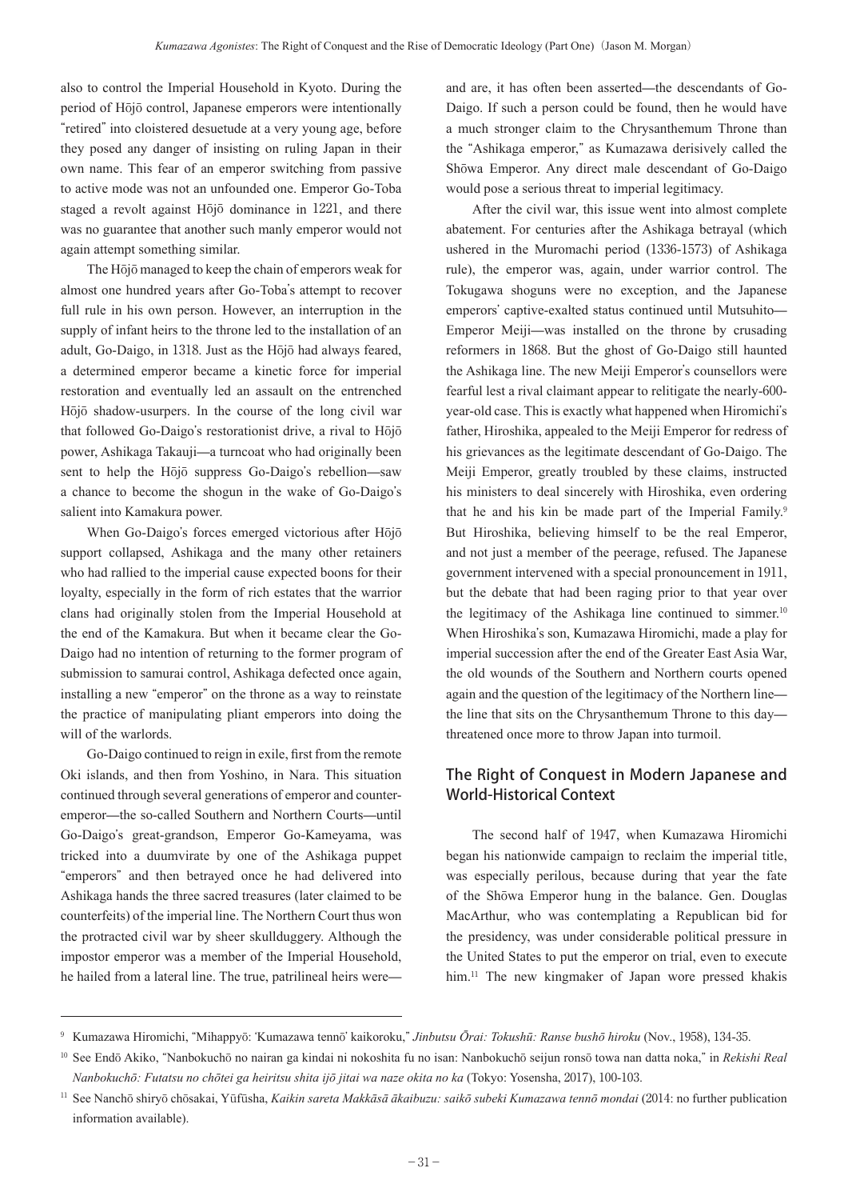also to control the Imperial Household in Kyoto. During the period of Hōjō control, Japanese emperors were intentionally "retired" into cloistered desuetude at a very young age, before they posed any danger of insisting on ruling Japan in their own name. This fear of an emperor switching from passive to active mode was not an unfounded one. Emperor Go-Toba staged a revolt against Hōjō dominance in 1221, and there was no guarantee that another such manly emperor would not again attempt something similar.

The Hōjō managed to keep the chain of emperors weak for almost one hundred years after Go-Toba's attempt to recover full rule in his own person. However, an interruption in the supply of infant heirs to the throne led to the installation of an adult, Go-Daigo, in 1318. Just as the Hōjō had always feared, a determined emperor became a kinetic force for imperial restoration and eventually led an assault on the entrenched Hōjō shadow-usurpers. In the course of the long civil war that followed Go-Daigo's restorationist drive, a rival to Hōjō power, Ashikaga Takauji—a turncoat who had originally been sent to help the Hōjō suppress Go-Daigo's rebellion—saw a chance to become the shogun in the wake of Go-Daigo's salient into Kamakura power.

When Go-Daigo's forces emerged victorious after Hōjō support collapsed, Ashikaga and the many other retainers who had rallied to the imperial cause expected boons for their loyalty, especially in the form of rich estates that the warrior clans had originally stolen from the Imperial Household at the end of the Kamakura. But when it became clear the Go-Daigo had no intention of returning to the former program of submission to samurai control, Ashikaga defected once again, installing a new "emperor" on the throne as a way to reinstate the practice of manipulating pliant emperors into doing the will of the warlords.

Go-Daigo continued to reign in exile, first from the remote Oki islands, and then from Yoshino, in Nara. This situation continued through several generations of emperor and counter-emperor—the so-called Southern and Northern Courts—until Go-Daigo's great-grandson, Emperor Go-Kameyama, was tricked into a duumvirate by one of the Ashikaga puppet "emperors" and then betrayed once he had delivered into Ashikaga hands the three sacred treasures (later claimed to be counterfeits) of the imperial line. The Northern Court thus won the protracted civil war by sheer skullduggery. Although the impostor emperor was a member of the Imperial Household, he hailed from a lateral line. The true, patrilineal heirs were—and are, it has often been asserted—the descendants of Go-Daigo. If such a person could be found, then he would have a much stronger claim to the Chrysanthemum Throne than the "Ashikaga emperor," as Kumazawa derisively called the Shōwa Emperor. Any direct male descendant of Go-Daigo would pose a serious threat to imperial legitimacy.

After the civil war, this issue went into almost complete abatement. For centuries after the Ashikaga betrayal (which ushered in the Muromachi period (1336-1573) of Ashikaga rule), the emperor was, again, under warrior control. The Tokugawa shoguns were no exception, and the Japanese emperors' captive-exalted status continued until Mutsuhito—Emperor Meiji—was installed on the throne by crusading reformers in 1868. But the ghost of Go-Daigo still haunted the Ashikaga line. The new Meiji Emperor's counsellors were fearful lest a rival claimant appear to relitigate the nearly-600-year-old case. This is exactly what happened when Hiromichi's father, Hiroshika, appealed to the Meiji Emperor for redress of his grievances as the legitimate descendant of Go-Daigo. The Meiji Emperor, greatly troubled by these claims, instructed his ministers to deal sincerely with Hiroshika, even ordering that he and his kin be made part of the Imperial Family.[9] But Hiroshika, believing himself to be the real Emperor, and not just a member of the peerage, refused. The Japanese government intervened with a special pronouncement in 1911, but the debate that had been raging prior to that year over the legitimacy of the Ashikaga line continued to simmer.[10] When Hiroshika's son, Kumazawa Hiromichi, made a play for imperial succession after the end of the Greater East Asia War, the old wounds of the Southern and Northern courts opened again and the question of the legitimacy of the Northern line—the line that sits on the Chrysanthemum Throne to this day—threatened once more to throw Japan into turmoil.

## The Right of Conquest in Modern Japanese and World-Historical Context

The second half of 1947, when Kumazawa Hiromichi began his nationwide campaign to reclaim the imperial title, was especially perilous, because during that year the fate of the Shōwa Emperor hung in the balance. Gen. Douglas MacArthur, who was contemplating a Republican bid for the presidency, was under considerable political pressure in the United States to put the emperor on trial, even to execute him.[11] The new kingmaker of Japan wore pressed khakis

---

[9] Kumazawa Hiromichi, "Mihappyō: 'Kumazawa tennō' kaikoroku," *Jinbutsu Ōrai: Tokushū: Ranse bushō hiroku* (Nov., 1958), 134-35.

[10] See Endō Akiko, "Nanbokuchō no nairan ga kindai ni nokoshita fu no isan: Nanbokuchō seijun ronsō towa nan datta noka," in *Rekishi Real Nanbokuchō: Futatsu no chōtei ga heiritsu shita ijō jitai wa naze okita no ka* (Tokyo: Yosensha, 2017), 100-103.

[11] See Nanchō shiryō chōsakai, Yūfūsha, *Kaikin sareta Makkāsā ākaibuzu: saikō subeki Kumazawa tennō mondai* (2014: no further publication information available).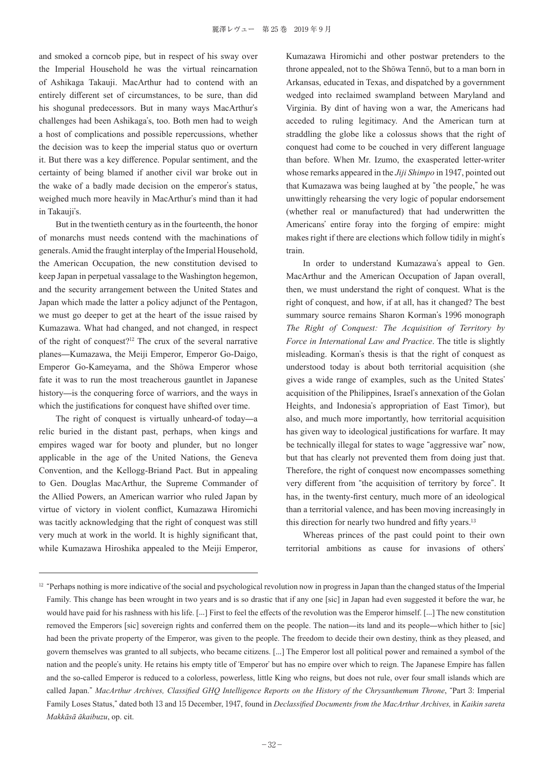and smoked a corncob pipe, but in respect of his sway over the Imperial Household he was the virtual reincarnation of Ashikaga Takauji. MacArthur had to contend with an entirely different set of circumstances, to be sure, than did his shogunal predecessors. But in many ways MacArthur's challenges had been Ashikaga's, too. Both men had to weigh a host of complications and possible repercussions, whether the decision was to keep the imperial status quo or overturn it. But there was a key difference. Popular sentiment, and the certainty of being blamed if another civil war broke out in the wake of a badly made decision on the emperor's status, weighed much more heavily in MacArthur's mind than it had in Takauji's.

But in the twentieth century as in the fourteenth, the honor of monarchs must needs contend with the machinations of generals. Amid the fraught interplay of the Imperial Household, the American Occupation, the new constitution devised to keep Japan in perpetual vassalage to the Washington hegemon, and the security arrangement between the United States and Japan which made the latter a policy adjunct of the Pentagon, we must go deeper to get at the heart of the issue raised by Kumazawa. What had changed, and not changed, in respect of the right of conquest?[12] The crux of the several narrative planes—Kumazawa, the Meiji Emperor, Emperor Go-Daigo, Emperor Go-Kameyama, and the Shōwa Emperor whose fate it was to run the most treacherous gauntlet in Japanese history—is the conquering force of warriors, and the ways in which the justifications for conquest have shifted over time.

The right of conquest is virtually unheard-of today—a relic buried in the distant past, perhaps, when kings and empires waged war for booty and plunder, but no longer applicable in the age of the United Nations, the Geneva Convention, and the Kellogg-Briand Pact. But in appealing to Gen. Douglas MacArthur, the Supreme Commander of the Allied Powers, an American warrior who ruled Japan by virtue of victory in violent conflict, Kumazawa Hiromichi was tacitly acknowledging that the right of conquest was still very much at work in the world. It is highly significant that, while Kumazawa Hiroshika appealed to the Meiji Emperor, Kumazawa Hiromichi and other postwar pretenders to the throne appealed, not to the Shōwa Tennō, but to a man born in Arkansas, educated in Texas, and dispatched by a government wedged into reclaimed swampland between Maryland and Virginia. By dint of having won a war, the Americans had acceded to ruling legitimacy. And the American turn at straddling the globe like a colossus shows that the right of conquest had come to be couched in very different language than before. When Mr. Izumo, the exasperated letter-writer whose remarks appeared in the *Jiji Shimpo* in 1947, pointed out that Kumazawa was being laughed at by "the people," he was unwittingly rehearsing the very logic of popular endorsement (whether real or manufactured) that had underwritten the Americans' entire foray into the forging of empire: might makes right if there are elections which follow tidily in might's train.

In order to understand Kumazawa's appeal to Gen. MacArthur and the American Occupation of Japan overall, then, we must understand the right of conquest. What is the right of conquest, and how, if at all, has it changed? The best summary source remains Sharon Korman's 1996 monograph *The Right of Conquest: The Acquisition of Territory by Force in International Law and Practice*. The title is slightly misleading. Korman's thesis is that the right of conquest as understood today is about both territorial acquisition (she gives a wide range of examples, such as the United States' acquisition of the Philippines, Israel's annexation of the Golan Heights, and Indonesia's appropriation of East Timor), but also, and much more importantly, how territorial acquisition has given way to ideological justifications for warfare. It may be technically illegal for states to wage "aggressive war" now, but that has clearly not prevented them from doing just that. Therefore, the right of conquest now encompasses something very different from "the acquisition of territory by force". It has, in the twenty-first century, much more of an ideological than a territorial valence, and has been moving increasingly in this direction for nearly two hundred and fifty years.[13]

Whereas princes of the past could point to their own territorial ambitions as cause for invasions of others'

---

[12] "Perhaps nothing is more indicative of the social and psychological revolution now in progress in Japan than the changed status of the Imperial Family. This change has been wrought in two years and is so drastic that if any one [sic] in Japan had even suggested it before the war, he would have paid for his rashness with his life. [...] First to feel the effects of the revolution was the Emperor himself. [...] The new constitution removed the Emperors [sic] sovereign rights and conferred them on the people. The nation—its land and its people—which hither to [sic] had been the private property of the Emperor, was given to the people. The freedom to decide their own destiny, think as they pleased, and govern themselves was granted to all subjects, who became citizens. [...] The Emperor lost all political power and remained a symbol of the nation and the people's unity. He retains his empty title of 'Emperor' but has no empire over which to reign. The Japanese Empire has fallen and the so-called Emperor is reduced to a colorless, powerless, little King who reigns, but does not rule, over four small islands which are called Japan." *MacArthur Archives, Classified GHQ Intelligence Reports on the History of the Chrysanthemum Throne*, "Part 3: Imperial Family Loses Status," dated both 13 and 15 December, 1947, found in *Declassified Documents from the MacArthur Archives,* in *Kaikin sareta Makkāsā ākaibuzu*, op. cit.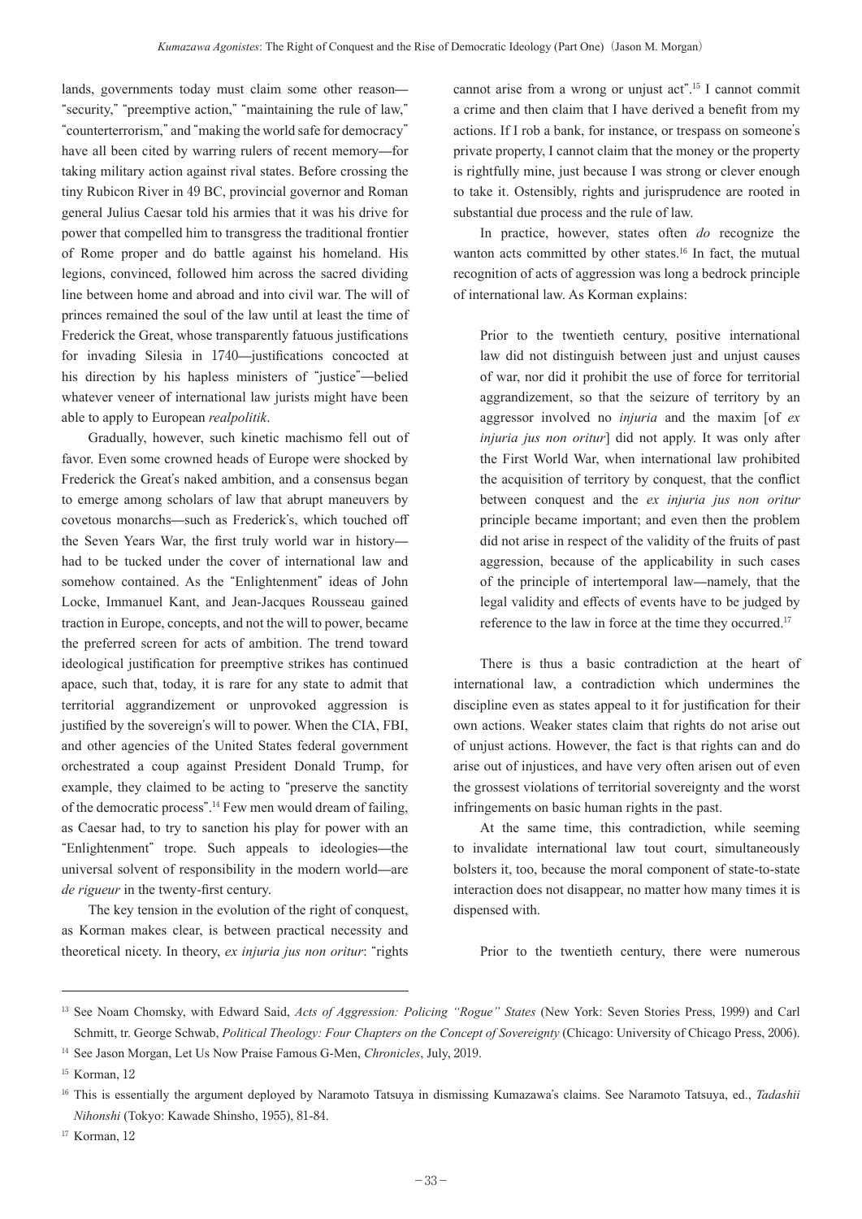lands, governments today must claim some other reason—"security," "preemptive action," "maintaining the rule of law," "counterterrorism," and "making the world safe for democracy" have all been cited by warring rulers of recent memory—for taking military action against rival states. Before crossing the tiny Rubicon River in 49 BC, provincial governor and Roman general Julius Caesar told his armies that it was his drive for power that compelled him to transgress the traditional frontier of Rome proper and do battle against his homeland. His legions, convinced, followed him across the sacred dividing line between home and abroad and into civil war. The will of princes remained the soul of the law until at least the time of Frederick the Great, whose transparently fatuous justifications for invading Silesia in 1740—justifications concocted at his direction by his hapless ministers of "justice"—belied whatever veneer of international law jurists might have been able to apply to European *realpolitik*.

Gradually, however, such kinetic machismo fell out of favor. Even some crowned heads of Europe were shocked by Frederick the Great's naked ambition, and a consensus began to emerge among scholars of law that abrupt maneuvers by covetous monarchs—such as Frederick's, which touched off the Seven Years War, the first truly world war in history—had to be tucked under the cover of international law and somehow contained. As the "Enlightenment" ideas of John Locke, Immanuel Kant, and Jean-Jacques Rousseau gained traction in Europe, concepts, and not the will to power, became the preferred screen for acts of ambition. The trend toward ideological justification for preemptive strikes has continued apace, such that, today, it is rare for any state to admit that territorial aggrandizement or unprovoked aggression is justified by the sovereign's will to power. When the CIA, FBI, and other agencies of the United States federal government orchestrated a coup against President Donald Trump, for example, they claimed to be acting to "preserve the sanctity of the democratic process".[14] Few men would dream of failing, as Caesar had, to try to sanction his play for power with an "Enlightenment" trope. Such appeals to ideologies—the universal solvent of responsibility in the modern world—are *de rigueur* in the twenty-first century.

The key tension in the evolution of the right of conquest, as Korman makes clear, is between practical necessity and theoretical nicety. In theory, *ex injuria jus non oritur*: "rights cannot arise from a wrong or unjust act".[15] I cannot commit a crime and then claim that I have derived a benefit from my actions. If I rob a bank, for instance, or trespass on someone's private property, I cannot claim that the money or the property is rightfully mine, just because I was strong or clever enough to take it. Ostensibly, rights and jurisprudence are rooted in substantial due process and the rule of law.

In practice, however, states often *do* recognize the wanton acts committed by other states.[16] In fact, the mutual recognition of acts of aggression was long a bedrock principle of international law. As Korman explains:

> Prior to the twentieth century, positive international law did not distinguish between just and unjust causes of war, nor did it prohibit the use of force for territorial aggrandizement, so that the seizure of territory by an aggressor involved no *injuria* and the maxim [of *ex injuria jus non oritur*] did not apply. It was only after the First World War, when international law prohibited the acquisition of territory by conquest, that the conflict between conquest and the *ex injuria jus non oritur* principle became important; and even then the problem did not arise in respect of the validity of the fruits of past aggression, because of the applicability in such cases of the principle of intertemporal law—namely, that the legal validity and effects of events have to be judged by reference to the law in force at the time they occurred.[17]

There is thus a basic contradiction at the heart of international law, a contradiction which undermines the discipline even as states appeal to it for justification for their own actions. Weaker states claim that rights do not arise out of unjust actions. However, the fact is that rights can and do arise out of injustices, and have very often arisen out of even the grossest violations of territorial sovereignty and the worst infringements on basic human rights in the past.

At the same time, this contradiction, while seeming to invalidate international law tout court, simultaneously bolsters it, too, because the moral component of state-to-state interaction does not disappear, no matter how many times it is dispensed with.

Prior to the twentieth century, there were numerous

---

[13] See Noam Chomsky, with Edward Said, *Acts of Aggression: Policing "Rogue" States* (New York: Seven Stories Press, 1999) and Carl Schmitt, tr. George Schwab, *Political Theology: Four Chapters on the Concept of Sovereignty* (Chicago: University of Chicago Press, 2006).

[14] See Jason Morgan, Let Us Now Praise Famous G-Men, *Chronicles*, July, 2019.

[15] Korman, 12

[16] This is essentially the argument deployed by Naramoto Tatsuya in dismissing Kumazawa's claims. See Naramoto Tatsuya, ed., *Tadashii Nihonshi* (Tokyo: Kawade Shinsho, 1955), 81-84.

[17] Korman, 12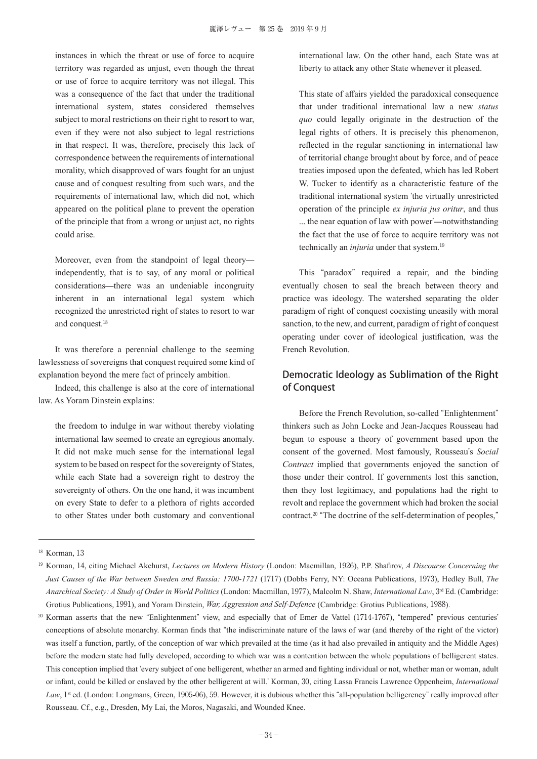instances in which the threat or use of force to acquire territory was regarded as unjust, even though the threat or use of force to acquire territory was not illegal. This was a consequence of the fact that under the traditional international system, states considered themselves subject to moral restrictions on their right to resort to war, even if they were not also subject to legal restrictions in that respect. It was, therefore, precisely this lack of correspondence between the requirements of international morality, which disapproved of wars fought for an unjust cause and of conquest resulting from such wars, and the requirements of international law, which did not, which appeared on the political plane to prevent the operation of the principle that from a wrong or unjust act, no rights could arise.

> Moreover, even from the standpoint of legal theory—independently, that is to say, of any moral or political considerations—there was an undeniable incongruity inherent in an international legal system which recognized the unrestricted right of states to resort to war and conquest.[18]

It was therefore a perennial challenge to the seeming lawlessness of sovereigns that conquest required some kind of explanation beyond the mere fact of princely ambition.

Indeed, this challenge is also at the core of international law. As Yoram Dinstein explains:

> the freedom to indulge in war without thereby violating international law seemed to create an egregious anomaly. It did not make much sense for the international legal system to be based on respect for the sovereignty of States, while each State had a sovereign right to destroy the sovereignty of others. On the one hand, it was incumbent on every State to defer to a plethora of rights accorded to other States under both customary and conventional international law. On the other hand, each State was at liberty to attack any other State whenever it pleased.
>
> This state of affairs yielded the paradoxical consequence that under traditional international law a new *status quo* could legally originate in the destruction of the legal rights of others. It is precisely this phenomenon, reflected in the regular sanctioning in international law of territorial change brought about by force, and of peace treaties imposed upon the defeated, which has led Robert W. Tucker to identify as a characteristic feature of the traditional international system 'the virtually unrestricted operation of the principle *ex injuria jus oritur*, and thus ... the near equation of law with power'—notwithstanding the fact that the use of force to acquire territory was not technically an *injuria* under that system.[19]

This "paradox" required a repair, and the binding eventually chosen to seal the breach between theory and practice was ideology. The watershed separating the older paradigm of right of conquest coexisting uneasily with moral sanction, to the new, and current, paradigm of right of conquest operating under cover of ideological justification, was the French Revolution.

## Democratic Ideology as Sublimation of the Right of Conquest

Before the French Revolution, so-called "Enlightenment" thinkers such as John Locke and Jean-Jacques Rousseau had begun to espouse a theory of government based upon the consent of the governed. Most famously, Rousseau's *Social Contract* implied that governments enjoyed the sanction of those under their control. If governments lost this sanction, then they lost legitimacy, and populations had the right to revolt and replace the government which had broken the social contract.[20] "The doctrine of the self-determination of peoples,"

---

[18] Korman, 13

[19] Korman, 14, citing Michael Akehurst, *Lectures on Modern History* (London: Macmillan, 1926), P.P. Shafirov, *A Discourse Concerning the Just Causes of the War between Sweden and Russia: 1700-1721* (1717) (Dobbs Ferry, NY: Oceana Publications, 1973), Hedley Bull, *The Anarchical Society: A Study of Order in World Politics* (London: Macmillan, 1977), Malcolm N. Shaw, *International Law*, 3rd Ed. (Cambridge: Grotius Publications, 1991), and Yoram Dinstein, *War, Aggression and Self-Defence* (Cambridge: Grotius Publications, 1988).

[20] Korman asserts that the new "Enlightenment" view, and especially that of Emer de Vattel (1714-1767), "tempered" previous centuries' conceptions of absolute monarchy. Korman finds that "the indiscriminate nature of the laws of war (and thereby of the right of the victor) was itself a function, partly, of the conception of war which prevailed at the time (as it had also prevailed in antiquity and the Middle Ages) before the modern state had fully developed, according to which war was a contention between the whole populations of belligerent states. This conception implied that 'every subject of one belligerent, whether an armed and fighting individual or not, whether man or woman, adult or infant, could be killed or enslaved by the other belligerent at will.' Korman, 30, citing Lassa Francis Lawrence Oppenheim, *International Law*, 1st ed. (London: Longmans, Green, 1905-06), 59. However, it is dubious whether this "all-population belligerency" really improved after Rousseau. Cf., e.g., Dresden, My Lai, the Moros, Nagasaki, and Wounded Knee.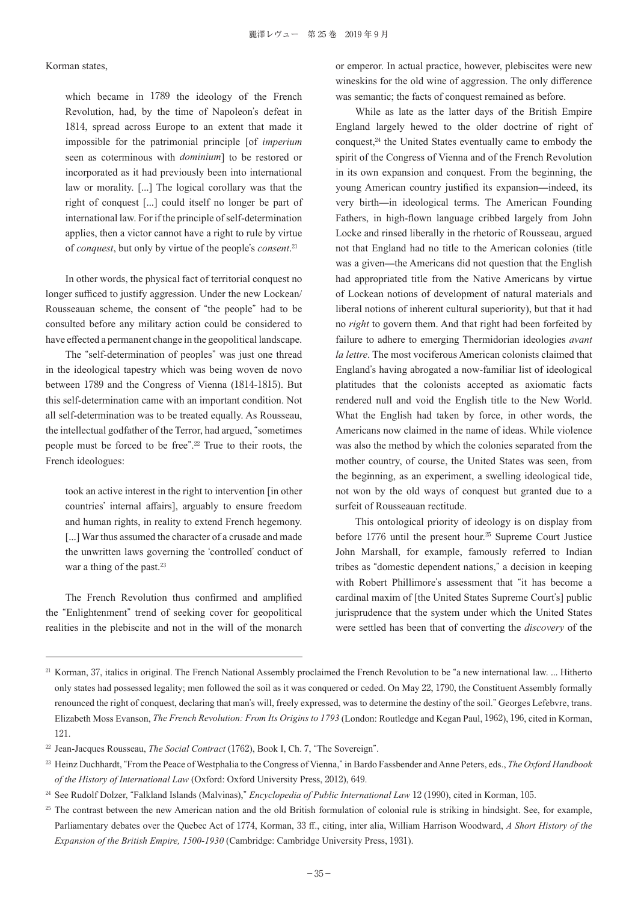Korman states,

> which became in 1789 the ideology of the French Revolution, had, by the time of Napoleon's defeat in 1814, spread across Europe to an extent that made it impossible for the patrimonial principle [of *imperium* seen as coterminous with *dominium*] to be restored or incorporated as it had previously been into international law or morality. [...] The logical corollary was that the right of conquest [...] could itself no longer be part of international law. For if the principle of self-determination applies, then a victor cannot have a right to rule by virtue of *conquest*, but only by virtue of the people's *consent*.[21]

In other words, the physical fact of territorial conquest no longer sufficed to justify aggression. Under the new Lockean/ Rousseauan scheme, the consent of "the people" had to be consulted before any military action could be considered to have effected a permanent change in the geopolitical landscape.

The "self-determination of peoples" was just one thread in the ideological tapestry which was being woven de novo between 1789 and the Congress of Vienna (1814-1815). But this self-determination came with an important condition. Not all self-determination was to be treated equally. As Rousseau, the intellectual godfather of the Terror, had argued, "sometimes people must be forced to be free".[22] True to their roots, the French ideologues:

> took an active interest in the right to intervention [in other countries' internal affairs], arguably to ensure freedom and human rights, in reality to extend French hegemony. [...] War thus assumed the character of a crusade and made the unwritten laws governing the 'controlled' conduct of war a thing of the past.[23]

The French Revolution thus confirmed and amplified the "Enlightenment" trend of seeking cover for geopolitical realities in the plebiscite and not in the will of the monarch or emperor. In actual practice, however, plebiscites were new wineskins for the old wine of aggression. The only difference was semantic; the facts of conquest remained as before.

While as late as the latter days of the British Empire England largely hewed to the older doctrine of right of conquest,[24] the United States eventually came to embody the spirit of the Congress of Vienna and of the French Revolution in its own expansion and conquest. From the beginning, the young American country justified its expansion—indeed, its very birth—in ideological terms. The American Founding Fathers, in high-flown language cribbed largely from John Locke and rinsed liberally in the rhetoric of Rousseau, argued not that England had no title to the American colonies (title was a given—the Americans did not question that the English had appropriated title from the Native Americans by virtue of Lockean notions of development of natural materials and liberal notions of inherent cultural superiority), but that it had no *right* to govern them. And that right had been forfeited by failure to adhere to emerging Thermidorian ideologies *avant la lettre*. The most vociferous American colonists claimed that England's having abrogated a now-familiar list of ideological platitudes that the colonists accepted as axiomatic facts rendered null and void the English title to the New World. What the English had taken by force, in other words, the Americans now claimed in the name of ideas. While violence was also the method by which the colonies separated from the mother country, of course, the United States was seen, from the beginning, as an experiment, a swelling ideological tide, not won by the old ways of conquest but granted due to a surfeit of Rousseauan rectitude.

This ontological priority of ideology is on display from before 1776 until the present hour.[25] Supreme Court Justice John Marshall, for example, famously referred to Indian tribes as "domestic dependent nations," a decision in keeping with Robert Phillimore's assessment that "it has become a cardinal maxim of [the United States Supreme Court's] public jurisprudence that the system under which the United States were settled has been that of converting the *discovery* of the

---

[21] Korman, 37, italics in original. The French National Assembly proclaimed the French Revolution to be "a new international law. ... Hitherto only states had possessed legality; men followed the soil as it was conquered or ceded. On May 22, 1790, the Constituent Assembly formally renounced the right of conquest, declaring that man's will, freely expressed, was to determine the destiny of the soil." Georges Lefebvre, trans. Elizabeth Moss Evanson, *The French Revolution: From Its Origins to 1793* (London: Routledge and Kegan Paul, 1962), 196, cited in Korman, 121.

[22] Jean-Jacques Rousseau, *The Social Contract* (1762), Book I, Ch. 7, "The Sovereign".

[23] Heinz Duchhardt, "From the Peace of Westphalia to the Congress of Vienna," in Bardo Fassbender and Anne Peters, eds., *The Oxford Handbook of the History of International Law* (Oxford: Oxford University Press, 2012), 649.

[24] See Rudolf Dolzer, "Falkland Islands (Malvinas)," *Encyclopedia of Public International Law* 12 (1990), cited in Korman, 105.

[25] The contrast between the new American nation and the old British formulation of colonial rule is striking in hindsight. See, for example, Parliamentary debates over the Quebec Act of 1774, Korman, 33 ff., citing, inter alia, William Harrison Woodward, *A Short History of the Expansion of the British Empire, 1500-1930* (Cambridge: Cambridge University Press, 1931).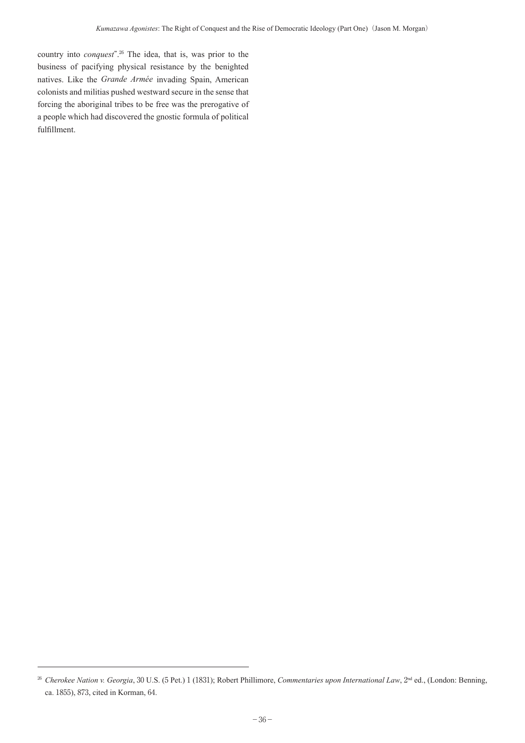country into *conquest*".[26] The idea, that is, was prior to the business of pacifying physical resistance by the benighted natives. Like the *Grande Armée* invading Spain, American colonists and militias pushed westward secure in the sense that forcing the aboriginal tribes to be free was the prerogative of a people which had discovered the gnostic formula of political fulfillment.

---

[26] *Cherokee Nation v. Georgia*, 30 U.S. (5 Pet.) 1 (1831); Robert Phillimore, *Commentaries upon International Law*, 2nd ed., (London: Benning, ca. 1855), 873, cited in Korman, 64.